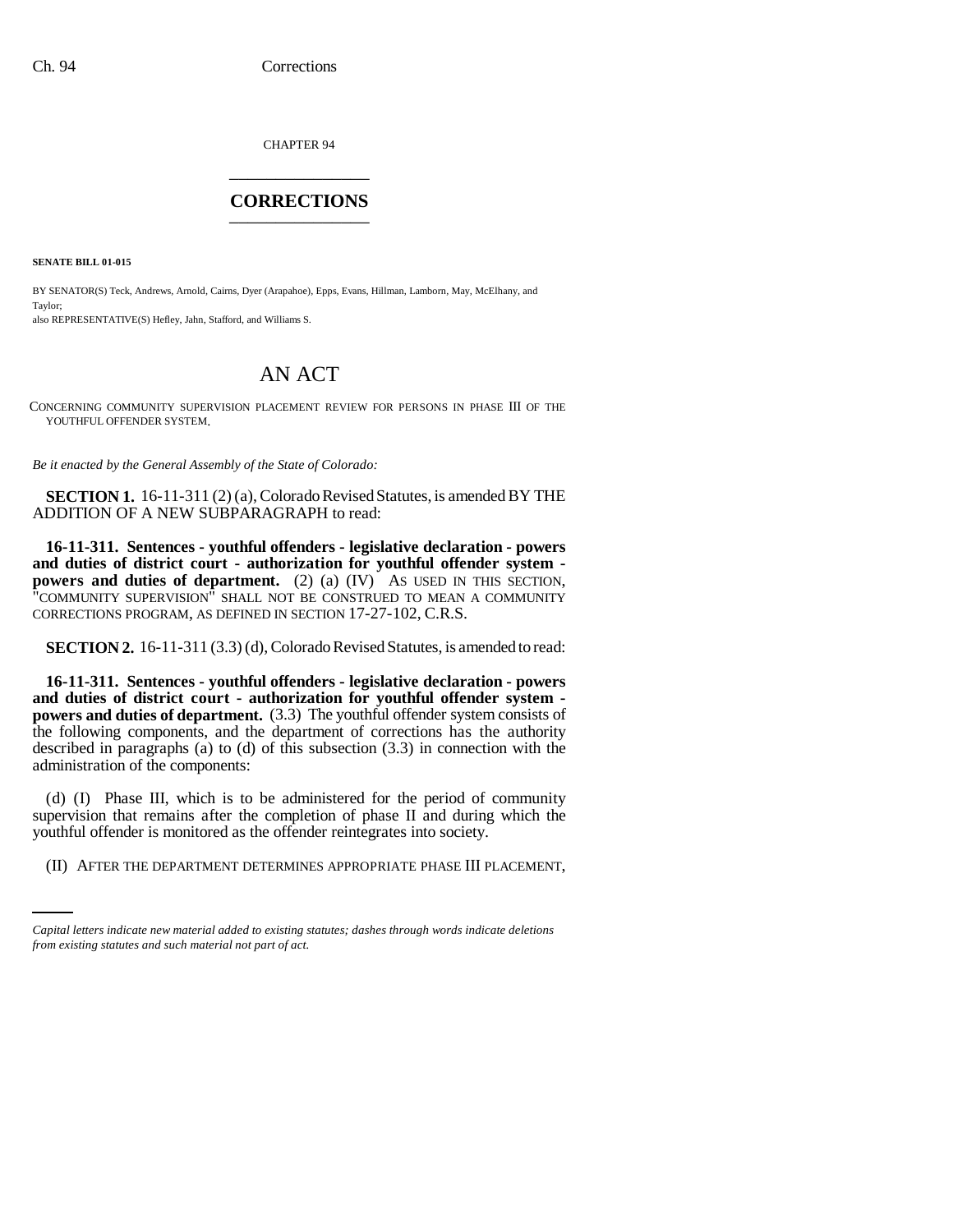CHAPTER 94

# CORRECTIONS

**SENATE BILL 01-015**

BY SENATOR(S) Teck, Andrews, Arnold, Cairns, Dyer (Arapahoe), Epps, Evans, Hillman, Lamborn, May, McElhany, and Taylor;
also REPRESENTATIVE(S) Hefley, Jahn, Stafford, and Williams S.

## AN ACT

CONCERNING COMMUNITY SUPERVISION PLACEMENT REVIEW FOR PERSONS IN PHASE III OF THE YOUTHFUL OFFENDER SYSTEM.

*Be it enacted by the General Assembly of the State of Colorado:*

**SECTION 1.** 16-11-311 (2) (a), Colorado Revised Statutes, is amended BY THE ADDITION OF A NEW SUBPARAGRAPH to read:

**16-11-311. Sentences - youthful offenders - legislative declaration - powers and duties of district court - authorization for youthful offender system - powers and duties of department.** (2) (a) (IV) AS USED IN THIS SECTION, "COMMUNITY SUPERVISION" SHALL NOT BE CONSTRUED TO MEAN A COMMUNITY CORRECTIONS PROGRAM, AS DEFINED IN SECTION 17-27-102, C.R.S.

**SECTION 2.** 16-11-311 (3.3) (d), Colorado Revised Statutes, is amended to read:

**16-11-311. Sentences - youthful offenders - legislative declaration - powers and duties of district court - authorization for youthful offender system - powers and duties of department.** (3.3) The youthful offender system consists of the following components, and the department of corrections has the authority described in paragraphs (a) to (d) of this subsection (3.3) in connection with the administration of the components:

(d) (I) Phase III, which is to be administered for the period of community supervision that remains after the completion of phase II and during which the youthful offender is monitored as the offender reintegrates into society.

(II) AFTER THE DEPARTMENT DETERMINES APPROPRIATE PHASE III PLACEMENT,

*Capital letters indicate new material added to existing statutes; dashes through words indicate deletions from existing statutes and such material not part of act.*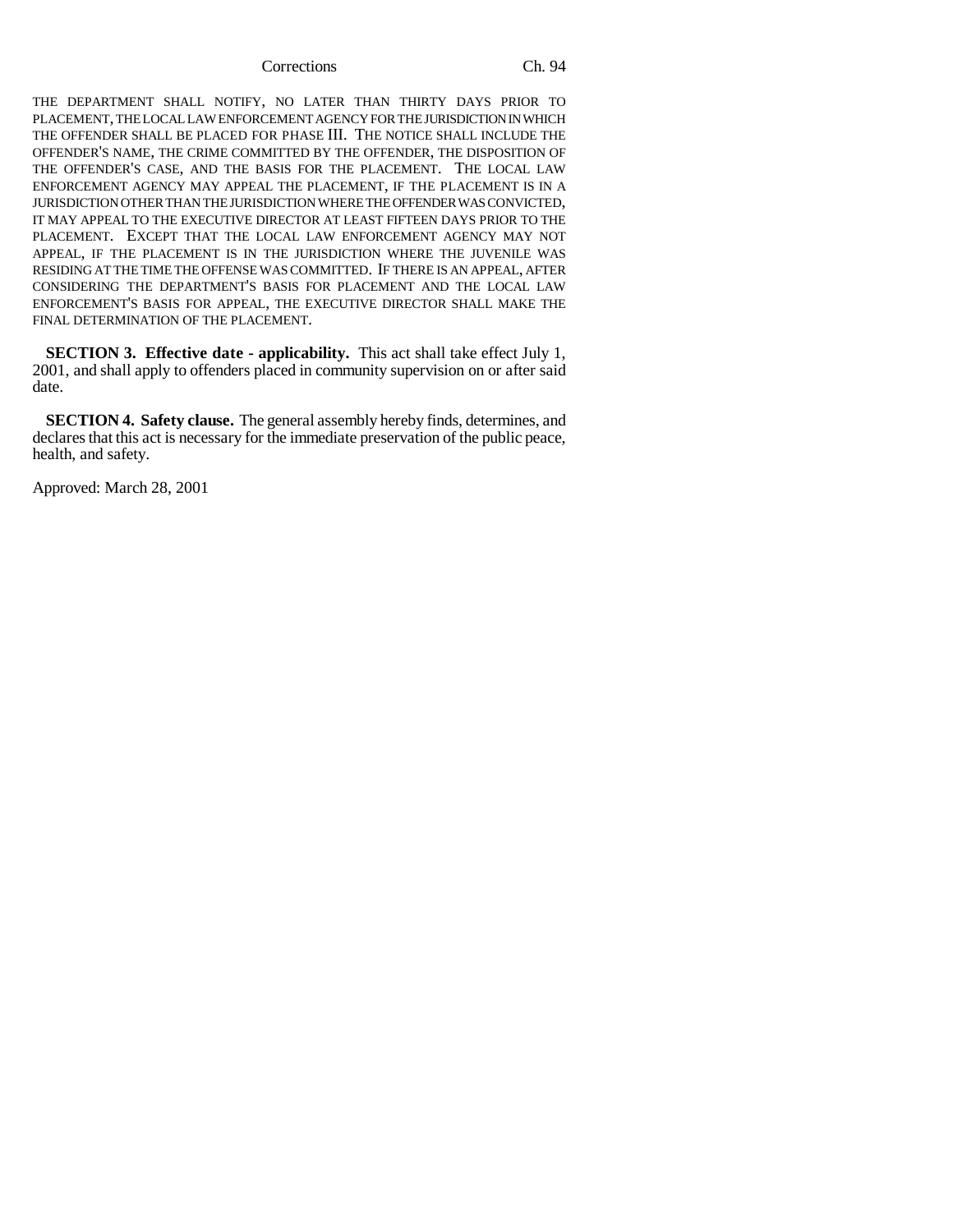THE DEPARTMENT SHALL NOTIFY, NO LATER THAN THIRTY DAYS PRIOR TO PLACEMENT, THE LOCAL LAW ENFORCEMENT AGENCY FOR THE JURISDICTION IN WHICH THE OFFENDER SHALL BE PLACED FOR PHASE III. THE NOTICE SHALL INCLUDE THE OFFENDER'S NAME, THE CRIME COMMITTED BY THE OFFENDER, THE DISPOSITION OF THE OFFENDER'S CASE, AND THE BASIS FOR THE PLACEMENT. THE LOCAL LAW ENFORCEMENT AGENCY MAY APPEAL THE PLACEMENT, IF THE PLACEMENT IS IN A JURISDICTION OTHER THAN THE JURISDICTION WHERE THE OFFENDER WAS CONVICTED, IT MAY APPEAL TO THE EXECUTIVE DIRECTOR AT LEAST FIFTEEN DAYS PRIOR TO THE PLACEMENT. EXCEPT THAT THE LOCAL LAW ENFORCEMENT AGENCY MAY NOT APPEAL, IF THE PLACEMENT IS IN THE JURISDICTION WHERE THE JUVENILE WAS RESIDING AT THE TIME THE OFFENSE WAS COMMITTED. IF THERE IS AN APPEAL, AFTER CONSIDERING THE DEPARTMENT'S BASIS FOR PLACEMENT AND THE LOCAL LAW ENFORCEMENT'S BASIS FOR APPEAL, THE EXECUTIVE DIRECTOR SHALL MAKE THE FINAL DETERMINATION OF THE PLACEMENT.

**SECTION 3. Effective date - applicability.** This act shall take effect July 1, 2001, and shall apply to offenders placed in community supervision on or after said date.

**SECTION 4. Safety clause.** The general assembly hereby finds, determines, and declares that this act is necessary for the immediate preservation of the public peace, health, and safety.

Approved: March 28, 2001